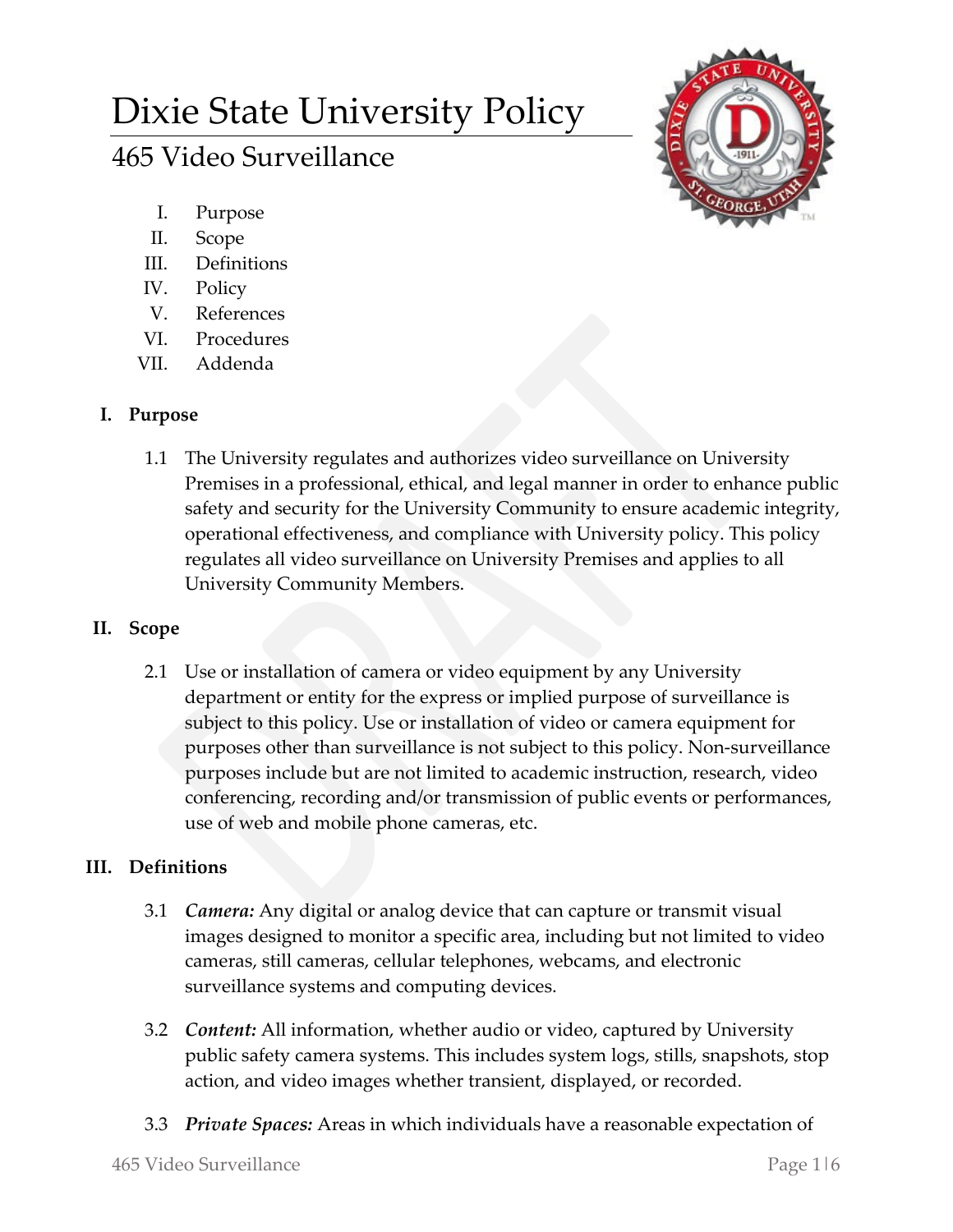# Dixie State University Policy

## 465 Video Surveillance

I. Purpose
II. Scope
III. Definitions
IV. Policy
V. References
VI. Procedures
VII. Addenda

### I. Purpose

1.1 The University regulates and authorizes video surveillance on University Premises in a professional, ethical, and legal manner in order to enhance public safety and security for the University Community to ensure academic integrity, operational effectiveness, and compliance with University policy. This policy regulates all video surveillance on University Premises and applies to all University Community Members.

### II. Scope

2.1 Use or installation of camera or video equipment by any University department or entity for the express or implied purpose of surveillance is subject to this policy. Use or installation of video or camera equipment for purposes other than surveillance is not subject to this policy. Non-surveillance purposes include but are not limited to academic instruction, research, video conferencing, recording and/or transmission of public events or performances, use of web and mobile phone cameras, etc.

### III. Definitions

3.1 *Camera:* Any digital or analog device that can capture or transmit visual images designed to monitor a specific area, including but not limited to video cameras, still cameras, cellular telephones, webcams, and electronic surveillance systems and computing devices.

3.2 *Content:* All information, whether audio or video, captured by University public safety camera systems. This includes system logs, stills, snapshots, stop action, and video images whether transient, displayed, or recorded.

3.3 ***Private Spaces:*** Areas in which individuals have a reasonable expectation of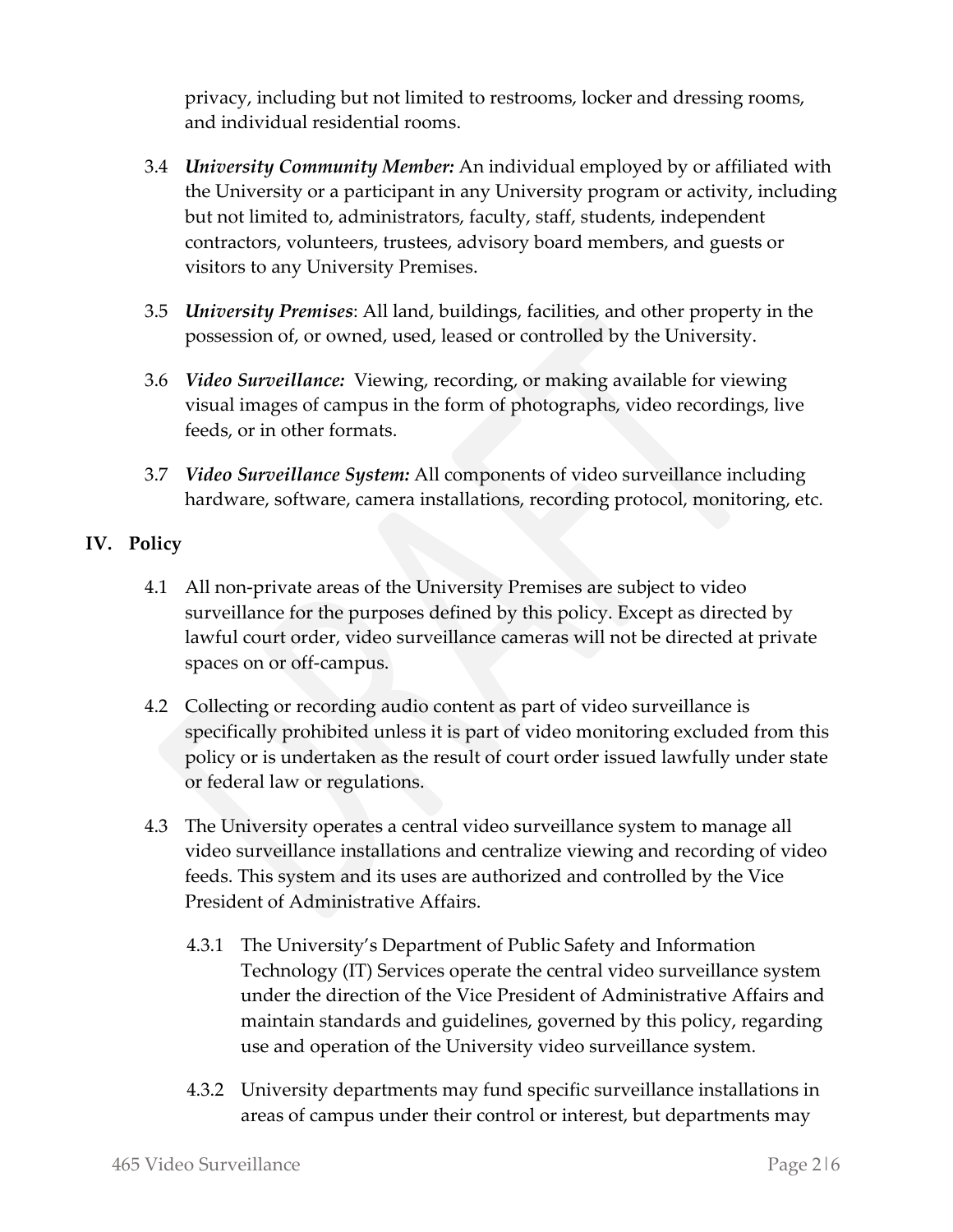privacy, including but not limited to restrooms, locker and dressing rooms, and individual residential rooms.

3.4 ***University Community Member:*** An individual employed by or affiliated with the University or a participant in any University program or activity, including but not limited to, administrators, faculty, staff, students, independent contractors, volunteers, trustees, advisory board members, and guests or visitors to any University Premises.

3.5 ***University Premises***: All land, buildings, facilities, and other property in the possession of, or owned, used, leased or controlled by the University.

3.6 ***Video Surveillance:*** Viewing, recording, or making available for viewing visual images of campus in the form of photographs, video recordings, live feeds, or in other formats.

3.7 ***Video Surveillance System:*** All components of video surveillance including hardware, software, camera installations, recording protocol, monitoring, etc.

## IV. Policy

4.1 All non-private areas of the University Premises are subject to video surveillance for the purposes defined by this policy. Except as directed by lawful court order, video surveillance cameras will not be directed at private spaces on or off-campus.

4.2 Collecting or recording audio content as part of video surveillance is specifically prohibited unless it is part of video monitoring excluded from this policy or is undertaken as the result of court order issued lawfully under state or federal law or regulations.

4.3 The University operates a central video surveillance system to manage all video surveillance installations and centralize viewing and recording of video feeds. This system and its uses are authorized and controlled by the Vice President of Administrative Affairs.

4.3.1 The University's Department of Public Safety and Information Technology (IT) Services operate the central video surveillance system under the direction of the Vice President of Administrative Affairs and maintain standards and guidelines, governed by this policy, regarding use and operation of the University video surveillance system.

4.3.2 University departments may fund specific surveillance installations in areas of campus under their control or interest, but departments may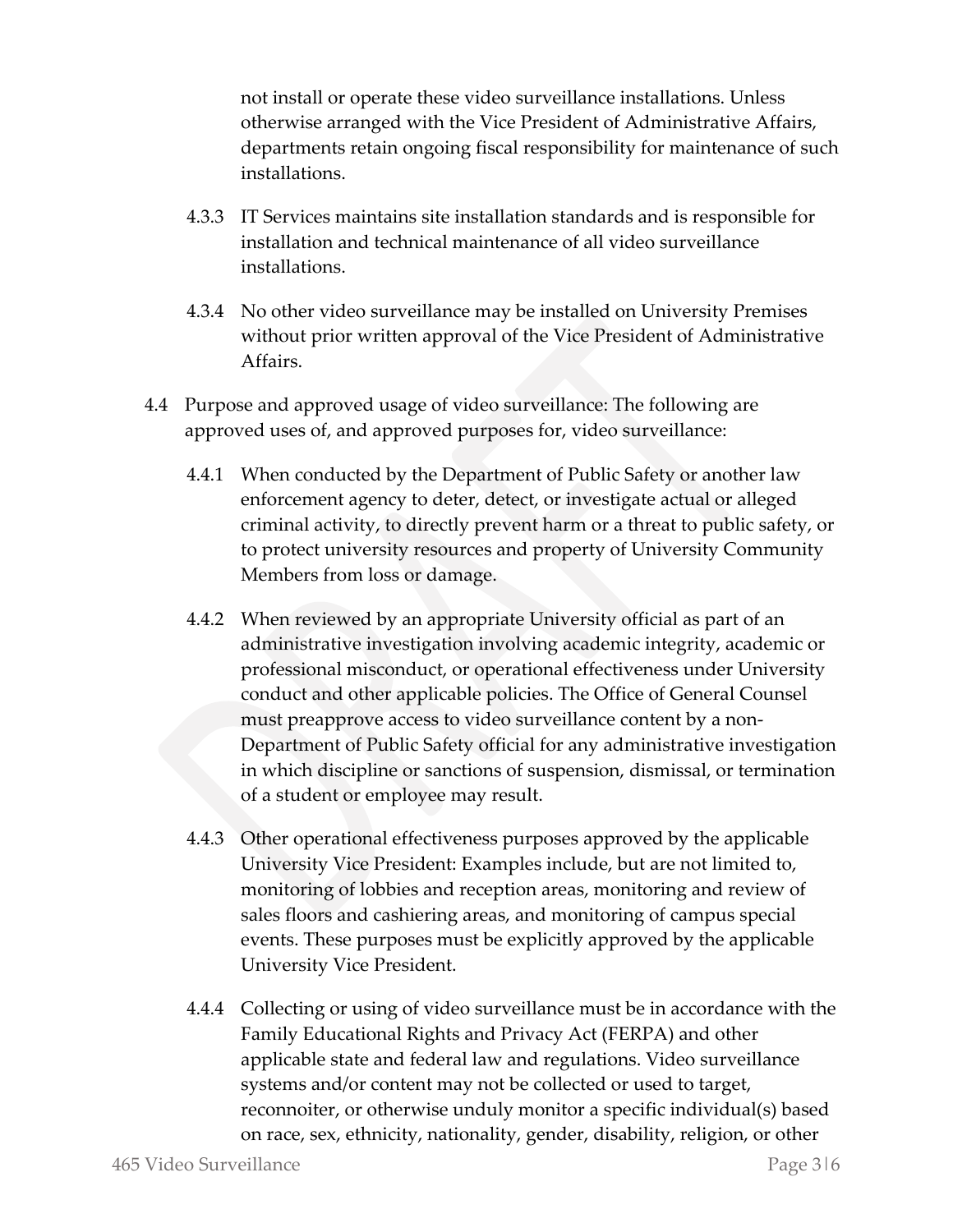not install or operate these video surveillance installations. Unless otherwise arranged with the Vice President of Administrative Affairs, departments retain ongoing fiscal responsibility for maintenance of such installations.

4.3.3 IT Services maintains site installation standards and is responsible for installation and technical maintenance of all video surveillance installations.

4.3.4 No other video surveillance may be installed on University Premises without prior written approval of the Vice President of Administrative Affairs.

4.4 Purpose and approved usage of video surveillance: The following are approved uses of, and approved purposes for, video surveillance:

4.4.1 When conducted by the Department of Public Safety or another law enforcement agency to deter, detect, or investigate actual or alleged criminal activity, to directly prevent harm or a threat to public safety, or to protect university resources and property of University Community Members from loss or damage.

4.4.2 When reviewed by an appropriate University official as part of an administrative investigation involving academic integrity, academic or professional misconduct, or operational effectiveness under University conduct and other applicable policies. The Office of General Counsel must preapprove access to video surveillance content by a non-Department of Public Safety official for any administrative investigation in which discipline or sanctions of suspension, dismissal, or termination of a student or employee may result.

4.4.3 Other operational effectiveness purposes approved by the applicable University Vice President: Examples include, but are not limited to, monitoring of lobbies and reception areas, monitoring and review of sales floors and cashiering areas, and monitoring of campus special events. These purposes must be explicitly approved by the applicable University Vice President.

4.4.4 Collecting or using of video surveillance must be in accordance with the Family Educational Rights and Privacy Act (FERPA) and other applicable state and federal law and regulations. Video surveillance systems and/or content may not be collected or used to target, reconnoiter, or otherwise unduly monitor a specific individual(s) based on race, sex, ethnicity, nationality, gender, disability, religion, or other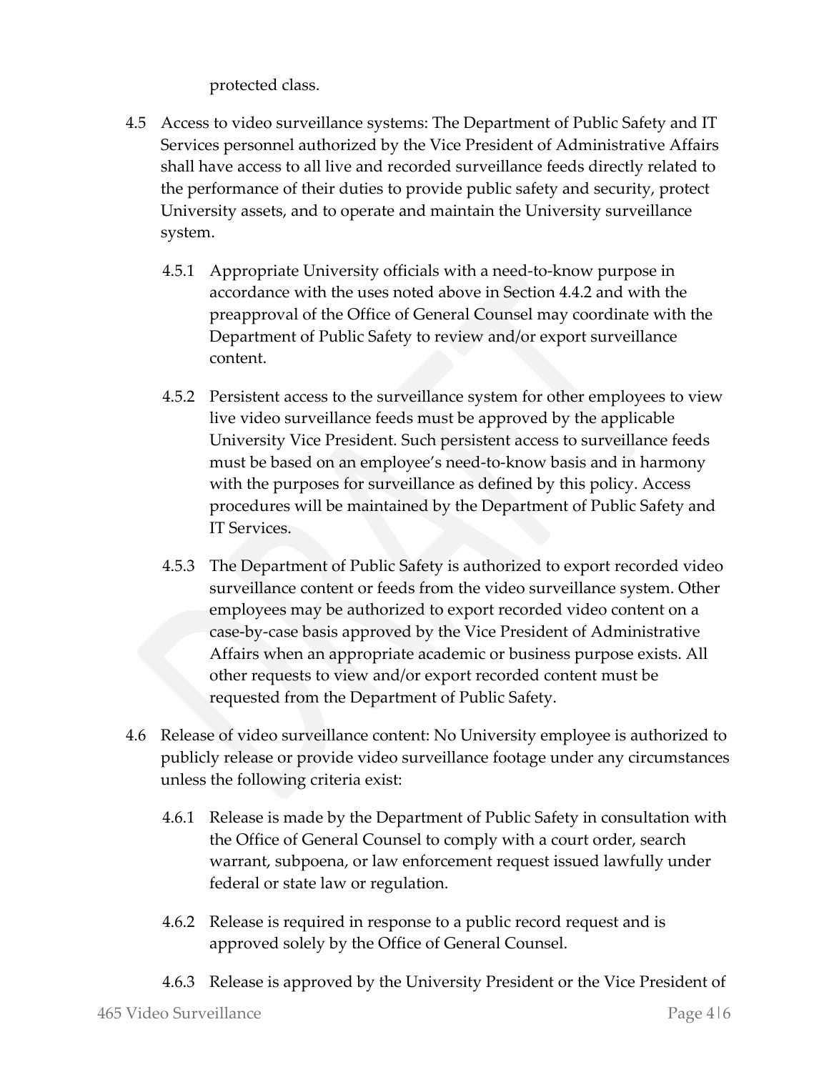protected class.

4.5 Access to video surveillance systems: The Department of Public Safety and IT Services personnel authorized by the Vice President of Administrative Affairs shall have access to all live and recorded surveillance feeds directly related to the performance of their duties to provide public safety and security, protect University assets, and to operate and maintain the University surveillance system.

4.5.1 Appropriate University officials with a need-to-know purpose in accordance with the uses noted above in Section 4.4.2 and with the preapproval of the Office of General Counsel may coordinate with the Department of Public Safety to review and/or export surveillance content.

4.5.2 Persistent access to the surveillance system for other employees to view live video surveillance feeds must be approved by the applicable University Vice President. Such persistent access to surveillance feeds must be based on an employee's need-to-know basis and in harmony with the purposes for surveillance as defined by this policy. Access procedures will be maintained by the Department of Public Safety and IT Services.

4.5.3 The Department of Public Safety is authorized to export recorded video surveillance content or feeds from the video surveillance system. Other employees may be authorized to export recorded video content on a case-by-case basis approved by the Vice President of Administrative Affairs when an appropriate academic or business purpose exists. All other requests to view and/or export recorded content must be requested from the Department of Public Safety.

4.6 Release of video surveillance content: No University employee is authorized to publicly release or provide video surveillance footage under any circumstances unless the following criteria exist:

4.6.1 Release is made by the Department of Public Safety in consultation with the Office of General Counsel to comply with a court order, search warrant, subpoena, or law enforcement request issued lawfully under federal or state law or regulation.

4.6.2 Release is required in response to a public record request and is approved solely by the Office of General Counsel.

4.6.3 Release is approved by the University President or the Vice President of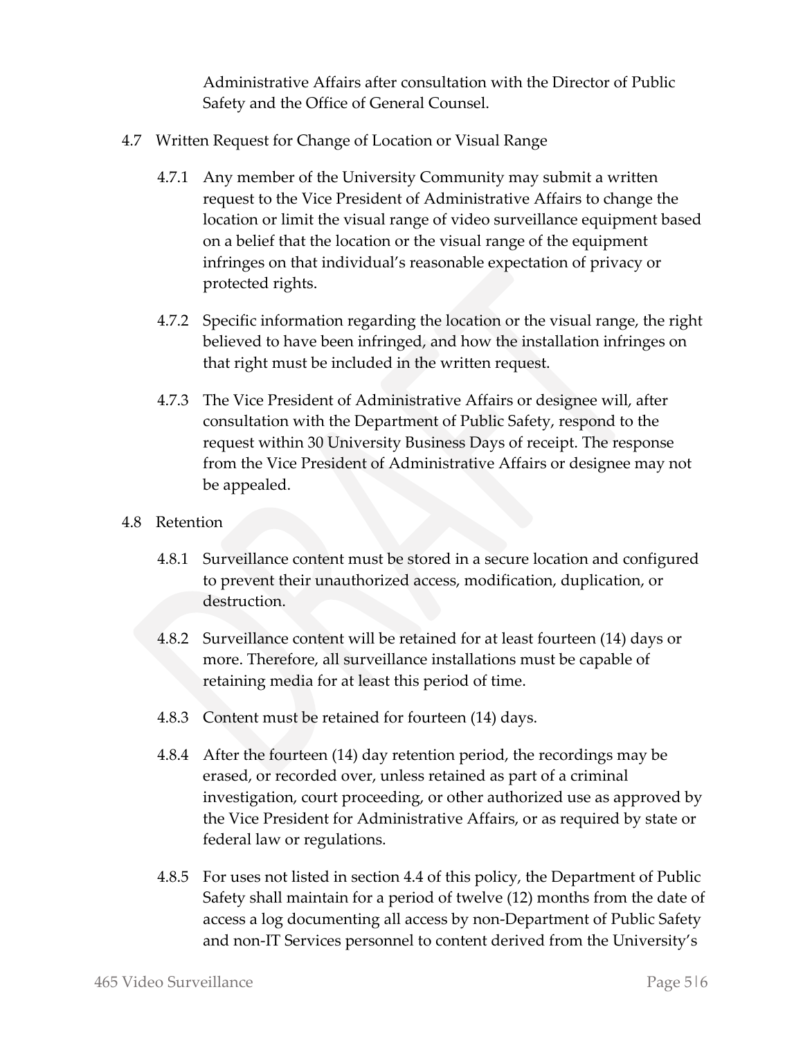Administrative Affairs after consultation with the Director of Public Safety and the Office of General Counsel.

4.7 Written Request for Change of Location or Visual Range

4.7.1 Any member of the University Community may submit a written request to the Vice President of Administrative Affairs to change the location or limit the visual range of video surveillance equipment based on a belief that the location or the visual range of the equipment infringes on that individual's reasonable expectation of privacy or protected rights.

4.7.2 Specific information regarding the location or the visual range, the right believed to have been infringed, and how the installation infringes on that right must be included in the written request.

4.7.3 The Vice President of Administrative Affairs or designee will, after consultation with the Department of Public Safety, respond to the request within 30 University Business Days of receipt. The response from the Vice President of Administrative Affairs or designee may not be appealed.

4.8 Retention

4.8.1 Surveillance content must be stored in a secure location and configured to prevent their unauthorized access, modification, duplication, or destruction.

4.8.2 Surveillance content will be retained for at least fourteen (14) days or more. Therefore, all surveillance installations must be capable of retaining media for at least this period of time.

4.8.3 Content must be retained for fourteen (14) days.

4.8.4 After the fourteen (14) day retention period, the recordings may be erased, or recorded over, unless retained as part of a criminal investigation, court proceeding, or other authorized use as approved by the Vice President for Administrative Affairs, or as required by state or federal law or regulations.

4.8.5 For uses not listed in section 4.4 of this policy, the Department of Public Safety shall maintain for a period of twelve (12) months from the date of access a log documenting all access by non-Department of Public Safety and non-IT Services personnel to content derived from the University's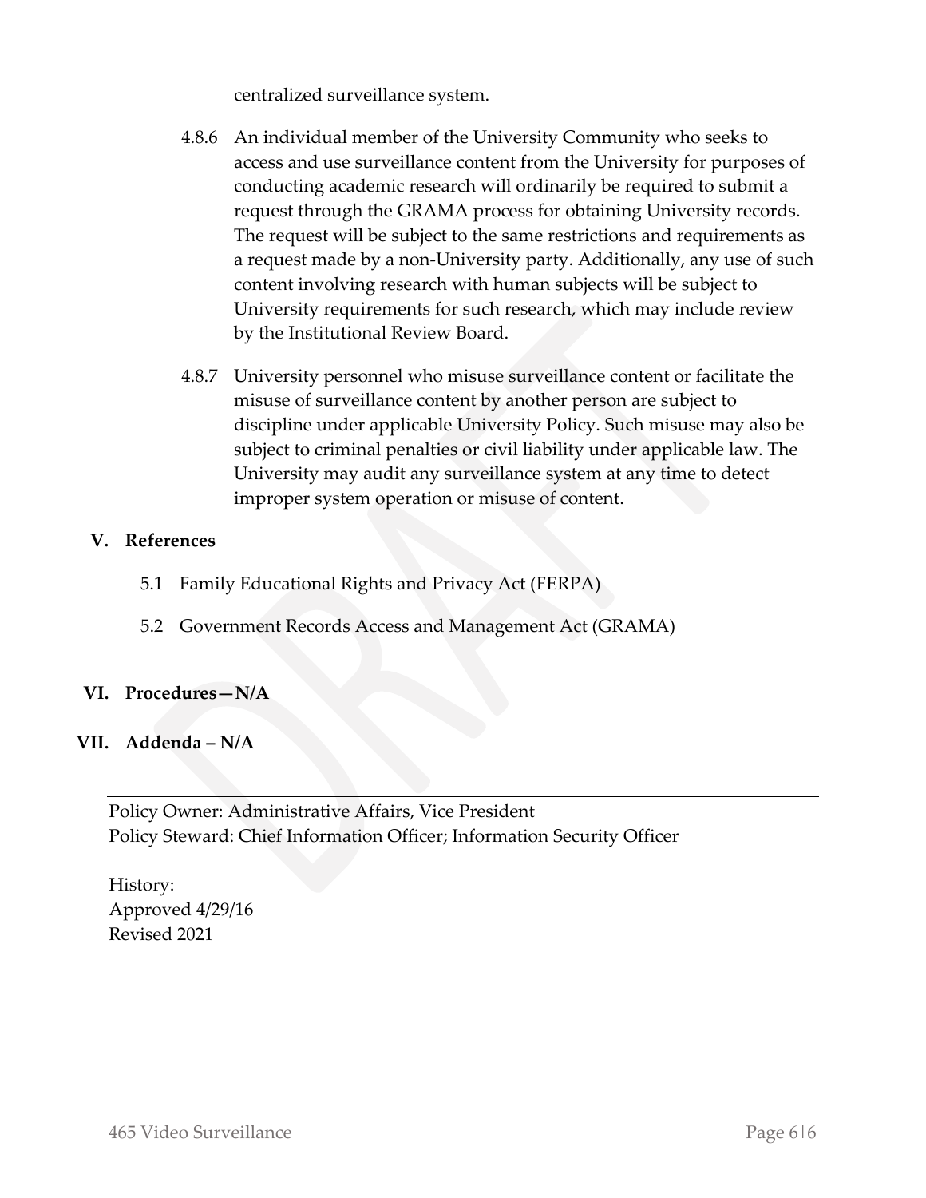centralized surveillance system.

4.8.6 An individual member of the University Community who seeks to access and use surveillance content from the University for purposes of conducting academic research will ordinarily be required to submit a request through the GRAMA process for obtaining University records. The request will be subject to the same restrictions and requirements as a request made by a non-University party. Additionally, any use of such content involving research with human subjects will be subject to University requirements for such research, which may include review by the Institutional Review Board.

4.8.7 University personnel who misuse surveillance content or facilitate the misuse of surveillance content by another person are subject to discipline under applicable University Policy. Such misuse may also be subject to criminal penalties or civil liability under applicable law. The University may audit any surveillance system at any time to detect improper system operation or misuse of content.

## V. References

5.1 Family Educational Rights and Privacy Act (FERPA)

5.2 Government Records Access and Management Act (GRAMA)

## VI. Procedures—N/A

## VII. Addenda – N/A

---

Policy Owner: Administrative Affairs, Vice President
Policy Steward: Chief Information Officer; Information Security Officer

History:
Approved 4/29/16
Revised 2021